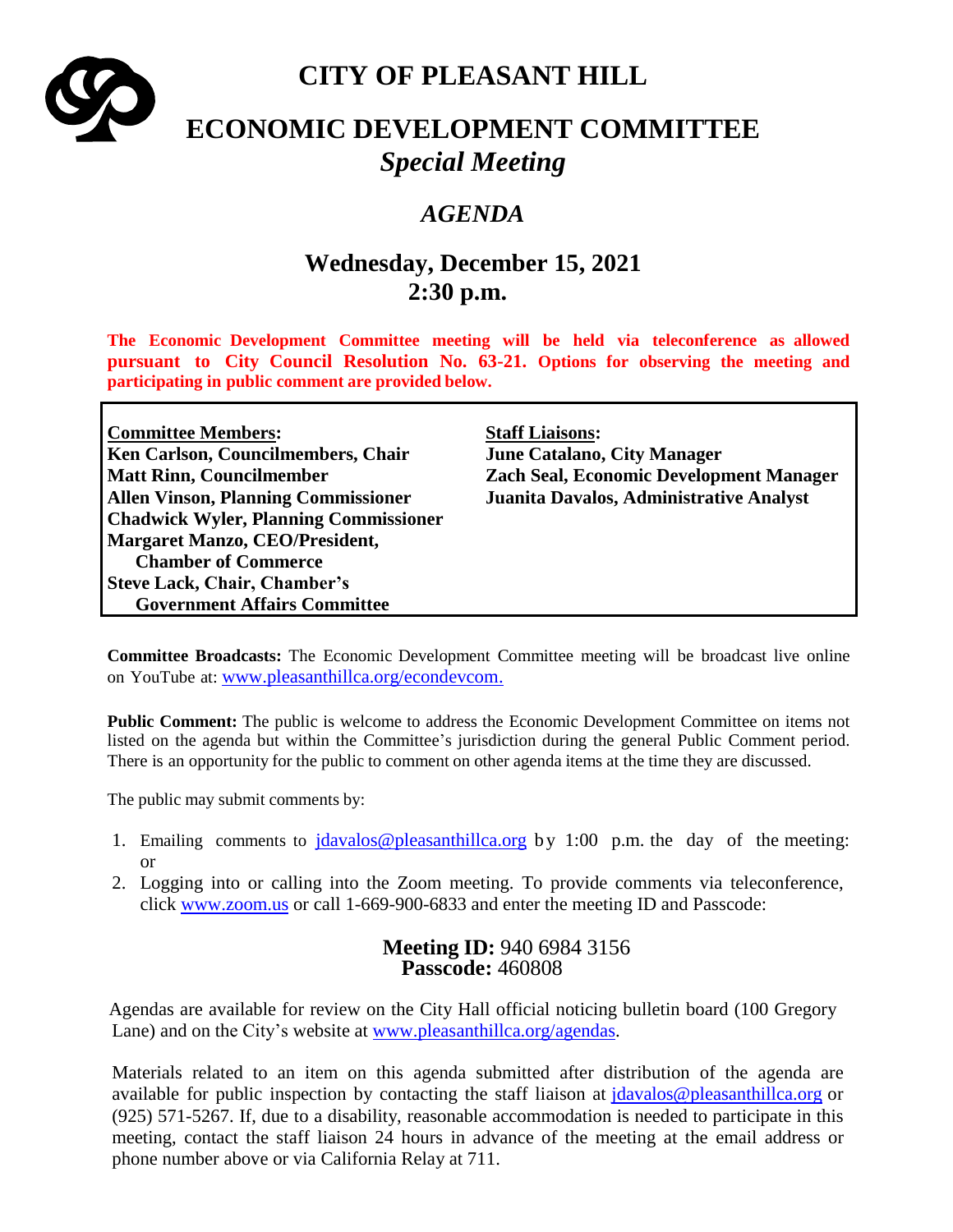# CITY OF PLEASANT HILL

# ECONOMIC DEVELOPMENT COMMITTEE

## *Special Meeting*

## *AGENDA*

## Wednesday, December 15, 2021
## 2:30 p.m.

**The Economic Development Committee meeting will be held via teleconference as allowed pursuant to City Council Resolution No. 63-21. Options for observing the meeting and participating in public comment are provided below.**

| **Committee Members:** | **Staff Liaisons:** |
|---|---|
| **Ken Carlson, Councilmembers, Chair** | **June Catalano, City Manager** |
| **Matt Rinn, Councilmember** | **Zach Seal, Economic Development Manager** |
| **Allen Vinson, Planning Commissioner** | **Juanita Davalos, Administrative Analyst** |
| **Chadwick Wyler, Planning Commissioner** | |
| **Margaret Manzo, CEO/President, Chamber of Commerce** | |
| **Steve Lack, Chair, Chamber's Government Affairs Committee** | |

**Committee Broadcasts:** The Economic Development Committee meeting will be broadcast live online on YouTube at: www.pleasanthillca.org/econdevcom.

**Public Comment:** The public is welcome to address the Economic Development Committee on items not listed on the agenda but within the Committee's jurisdiction during the general Public Comment period. There is an opportunity for the public to comment on other agenda items at the time they are discussed.

The public may submit comments by:

1. Emailing comments to jdavalos@pleasanthillca.org by 1:00 p.m. the day of the meeting: or
2. Logging into or calling into the Zoom meeting. To provide comments via teleconference, click www.zoom.us or call 1-669-900-6833 and enter the meeting ID and Passcode:

**Meeting ID:** 940 6984 3156
**Passcode:** 460808

Agendas are available for review on the City Hall official noticing bulletin board (100 Gregory Lane) and on the City's website at www.pleasanthillca.org/agendas.

Materials related to an item on this agenda submitted after distribution of the agenda are available for public inspection by contacting the staff liaison at jdavalos@pleasanthillca.org or (925) 571-5267. If, due to a disability, reasonable accommodation is needed to participate in this meeting, contact the staff liaison 24 hours in advance of the meeting at the email address or phone number above or via California Relay at 711.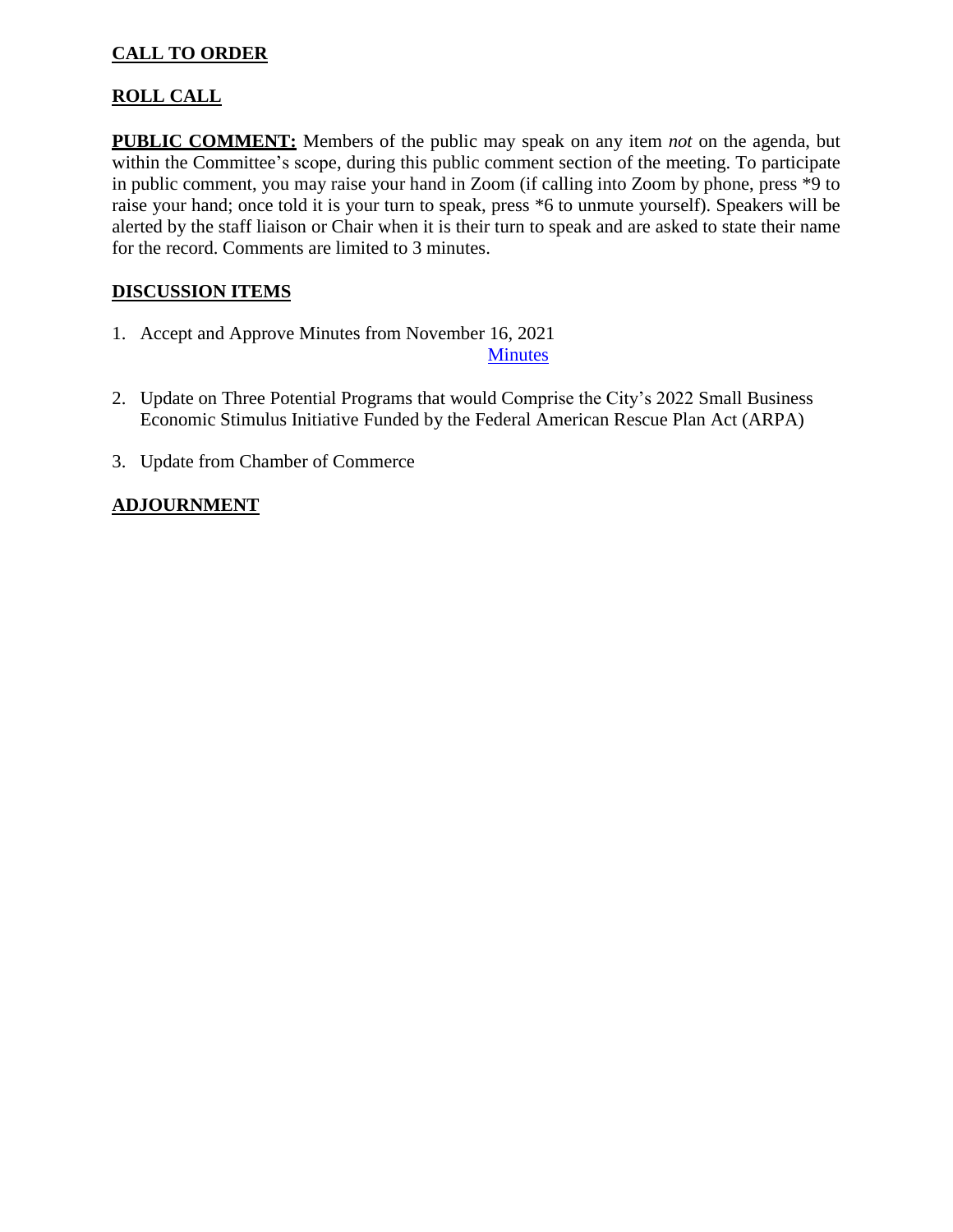**CALL TO ORDER**

**ROLL CALL**

**PUBLIC COMMENT:** Members of the public may speak on any item *not* on the agenda, but within the Committee's scope, during this public comment section of the meeting. To participate in public comment, you may raise your hand in Zoom (if calling into Zoom by phone, press *9 to raise your hand; once told it is your turn to speak, press *6 to unmute yourself). Speakers will be alerted by the staff liaison or Chair when it is their turn to speak and are asked to state their name for the record. Comments are limited to 3 minutes.

**DISCUSSION ITEMS**

1. Accept and Approve Minutes from November 16, 2021

   Minutes

2. Update on Three Potential Programs that would Comprise the City's 2022 Small Business Economic Stimulus Initiative Funded by the Federal American Rescue Plan Act (ARPA)

3. Update from Chamber of Commerce

**ADJOURNMENT**